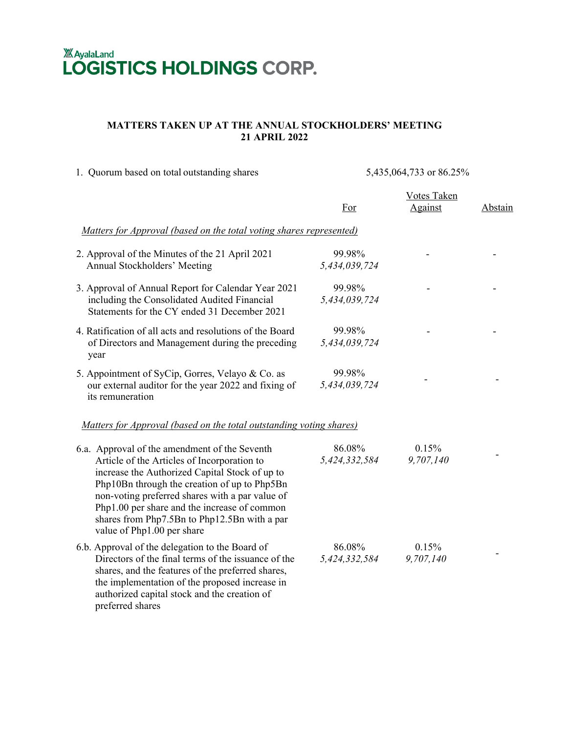AyalaLand
**LOGISTICS HOLDINGS CORP.**

**MATTERS TAKEN UP AT THE ANNUAL STOCKHOLDERS' MEETING**
**21 APRIL 2022**

| | | Votes Taken | |
|---|---|---|---|
| | For | Against | Abstain |
| 1. Quorum based on total outstanding shares | 5,435,064,733 or 86.25% | | |
| *Matters for Approval (based on the total voting shares represented)* | | | |
| 2. Approval of the Minutes of the 21 April 2021 Annual Stockholders' Meeting | 99.98% *5,434,039,724* | - | - |
| 3. Approval of Annual Report for Calendar Year 2021 including the Consolidated Audited Financial Statements for the CY ended 31 December 2021 | 99.98% *5,434,039,724* | - | - |
| 4. Ratification of all acts and resolutions of the Board of Directors and Management during the preceding year | 99.98% *5,434,039,724* | - | - |
| 5. Appointment of SyCip, Gorres, Velayo & Co. as our external auditor for the year 2022 and fixing of its remuneration | 99.98% *5,434,039,724* | - | - |
| *Matters for Approval (based on the total outstanding voting shares)* | | | |
| 6.a. Approval of the amendment of the Seventh Article of the Articles of Incorporation to increase the Authorized Capital Stock of up to Php10Bn through the creation of up to Php5Bn non-voting preferred shares with a par value of Php1.00 per share and the increase of common shares from Php7.5Bn to Php12.5Bn with a par value of Php1.00 per share | 86.08% *5,424,332,584* | 0.15% *9,707,140* | - |
| 6.b. Approval of the delegation to the Board of Directors of the final terms of the issuance of the shares, and the features of the preferred shares, the implementation of the proposed increase in authorized capital stock and the creation of preferred shares | 86.08% *5,424,332,584* | 0.15% *9,707,140* | - |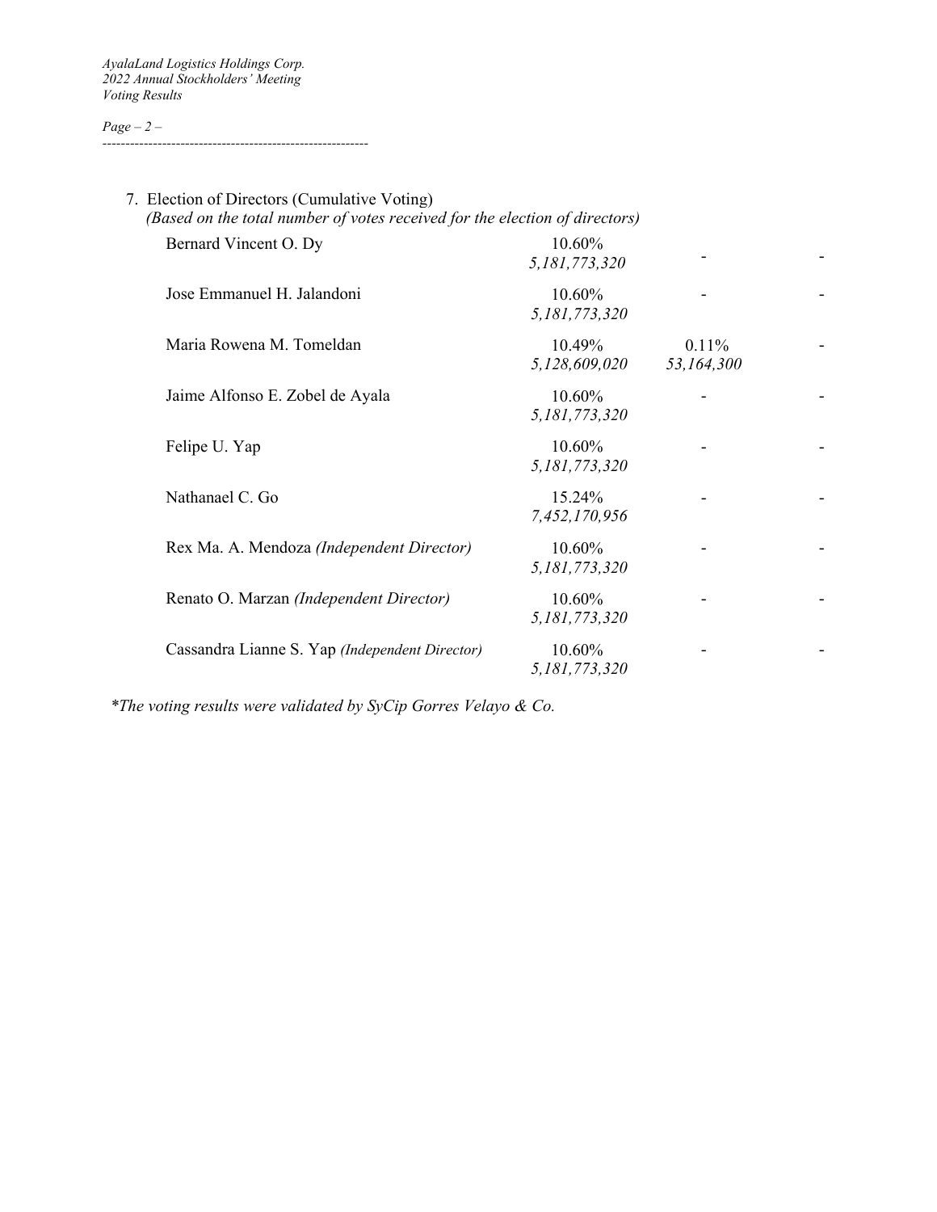7. Election of Directors (Cumulative Voting)
*(Based on the total number of votes received for the election of directors)*

| | | | |
|---|---|---|---|
| Bernard Vincent O. Dy | 10.60%<br>*5,181,773,320* | - | - |
| Jose Emmanuel H. Jalandoni | 10.60%<br>*5,181,773,320* | - | - |
| Maria Rowena M. Tomeldan | 10.49%<br>*5,128,609,020* | 0.11%<br>*53,164,300* | - |
| Jaime Alfonso E. Zobel de Ayala | 10.60%<br>*5,181,773,320* | - | - |
| Felipe U. Yap | 10.60%<br>*5,181,773,320* | - | - |
| Nathanael C. Go | 15.24%<br>*7,452,170,956* | - | - |
| Rex Ma. A. Mendoza *(Independent Director)* | 10.60%<br>*5,181,773,320* | - | - |
| Renato O. Marzan *(Independent Director)* | 10.60%<br>*5,181,773,320* | - | - |
| Cassandra Lianne S. Yap *(Independent Director)* | 10.60%<br>*5,181,773,320* | - | - |

*\*The voting results were validated by SyCip Gorres Velayo & Co.*